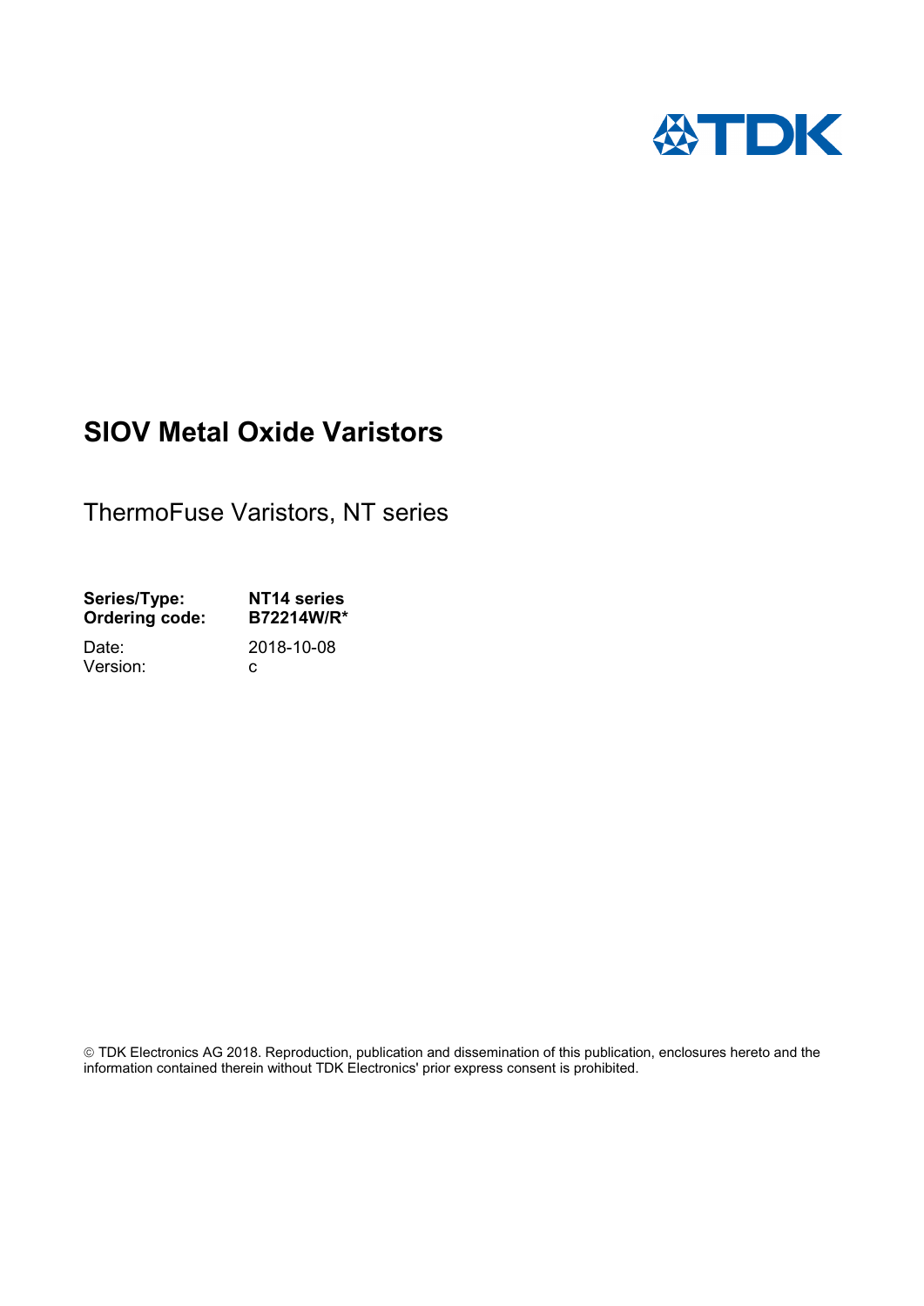# SIOV Metal Oxide Varistors

ThermoFuse Varistors, NT series

| | |
|---|---|
| **Series/Type:** | **NT14 series** |
| **Ordering code:** | **B72214W/R*** |
| Date: | 2018-10-08 |
| Version: | c |

© TDK Electronics AG 2018. Reproduction, publication and dissemination of this publication, enclosures hereto and the information contained therein without TDK Electronics' prior express consent is prohibited.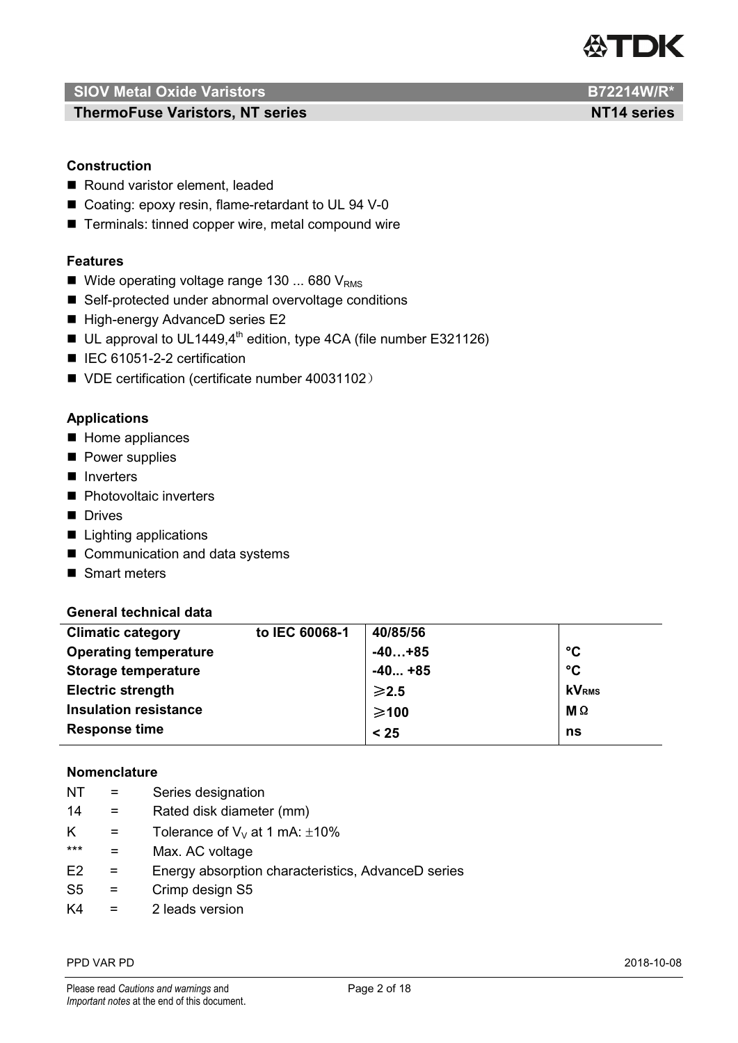**SIOV Metal Oxide Varistors** **B72214W/R***

**ThermoFuse Varistors, NT series** **NT14 series**

### Construction

- Round varistor element, leaded
- Coating: epoxy resin, flame-retardant to UL 94 V-0
- Terminals: tinned copper wire, metal compound wire

### Features

- Wide operating voltage range 130 ... 680 $V_{RMS}$
- Self-protected under abnormal overvoltage conditions
- High-energy AdvanceD series E2
- UL approval to UL1449,4th edition, type 4CA (file number E321126)
- IEC 61051-2-2 certification
- VDE certification (certificate number 40031102）

### Applications

- Home appliances
- Power supplies
- Inverters
- Photovoltaic inverters
- Drives
- Lighting applications
- Communication and data systems
- Smart meters

### General technical data

| | | | |
|---|---|---|---|
| **Climatic category** | **to IEC 60068-1** | **40/85/56** | |
| **Operating temperature** | | **-40…+85** | **°C** |
| **Storage temperature** | | **-40... +85** | **°C** |
| **Electric strength** | | **⩾2.5** | **$kV_{RMS}$** |
| **Insulation resistance** | | **⩾100** | **MΩ** |
| **Response time** | | **< 25** | **ns** |

### Nomenclature

| | | |
|---|---|---|
| NT | = | Series designation |
| 14 | = | Rated disk diameter (mm) |
| K | = | Tolerance of $V_V$ at 1 mA: ±10% |
| *** | = | Max. AC voltage |
| E2 | = | Energy absorption characteristics, AdvanceD series |
| S5 | = | Crimp design S5 |
| K4 | = | 2 leads version |

PPD VAR PD 2018-10-08

Please read *Cautions and warnings* and *Important notes* at the end of this document.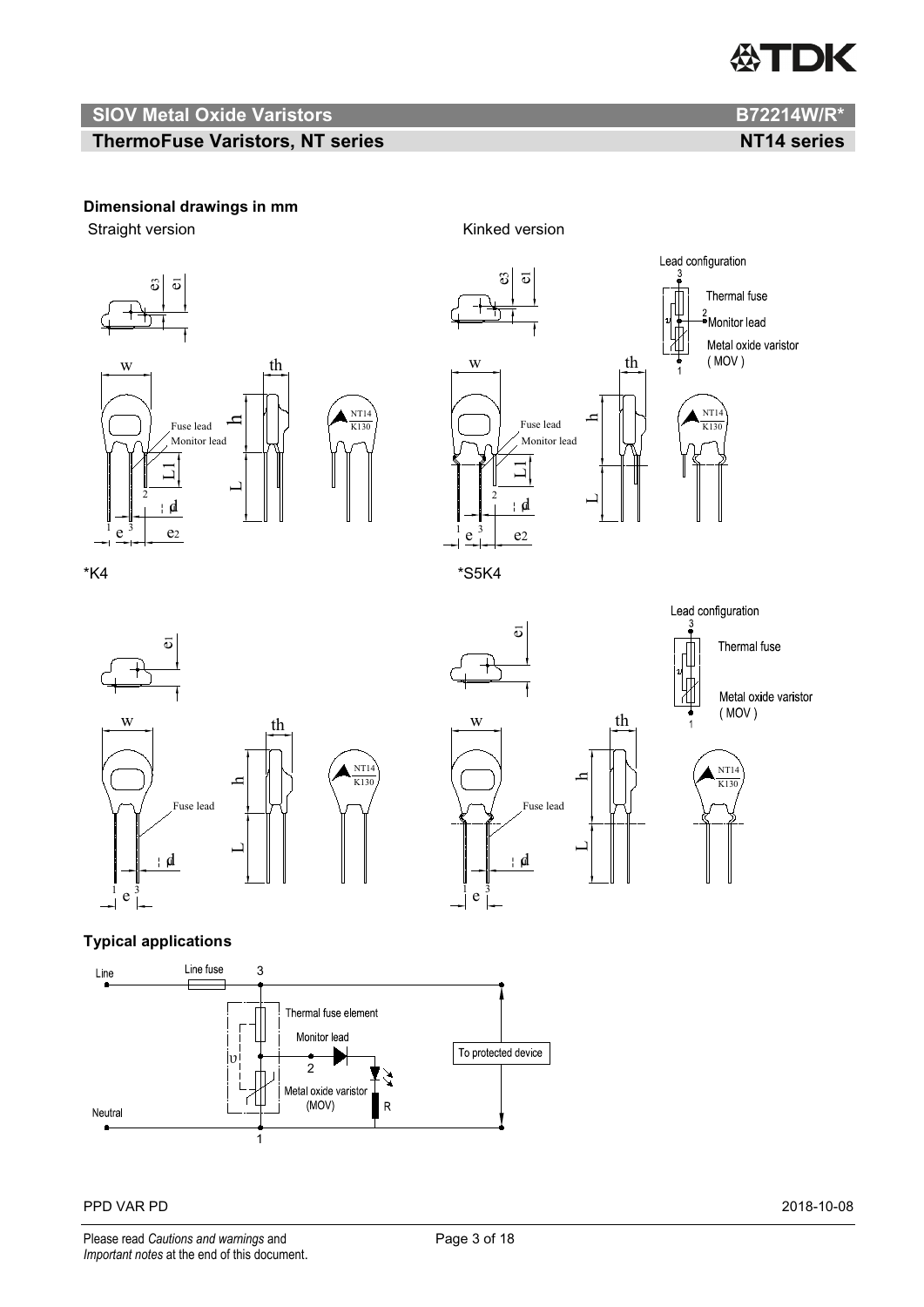## Dimensional drawings in mm

Straight version

Kinked version

Lead configuration

Thermal fuse

Monitor lead

Metal oxide varistor (MOV)

*K4

*S5K4

Lead configuration

Thermal fuse

Metal oxide varistor (MOV)

## Typical applications

Line

Line fuse

Thermal fuse element

Monitor lead

Metal oxide varistor (MOV)

To protected device

Neutral

PPD VAR PD 2018-10-08

Please read *Cautions and warnings* and *Important notes* at the end of this document.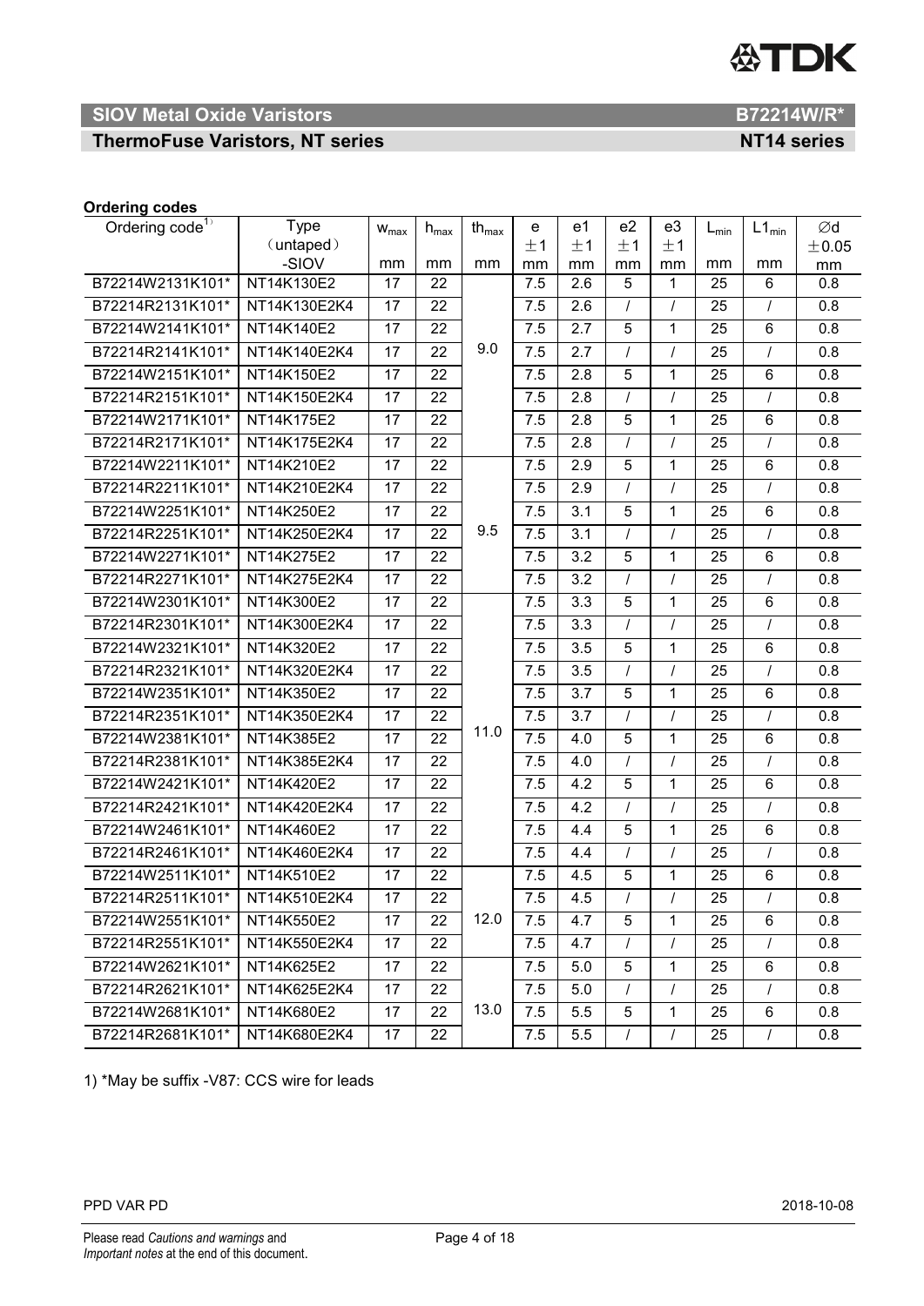**Ordering codes**

| Ordering code[1] | Type (untaped) -SIOV | $w_{max}$ mm | $h_{max}$ mm | $th_{max}$ mm | e ±1 mm | e1 ±1 mm | e2 ±1 mm | e3 ±1 mm | $L_{min}$ mm | $L1_{min}$ mm | ∅d ±0.05 mm |
|---|---|---|---|---|---|---|---|---|---|---|---|
| B72214W2131K101* | NT14K130E2 | 17 | 22 | 9.0 | 7.5 | 2.6 | 5 | 1 | 25 | 6 | 0.8 |
| B72214R2131K101* | NT14K130E2K4 | 17 | 22 | 9.0 | 7.5 | 2.6 | / | / | 25 | / | 0.8 |
| B72214W2141K101* | NT14K140E2 | 17 | 22 | 9.0 | 7.5 | 2.7 | 5 | 1 | 25 | 6 | 0.8 |
| B72214R2141K101* | NT14K140E2K4 | 17 | 22 | 9.0 | 7.5 | 2.7 | / | / | 25 | / | 0.8 |
| B72214W2151K101* | NT14K150E2 | 17 | 22 | 9.0 | 7.5 | 2.8 | 5 | 1 | 25 | 6 | 0.8 |
| B72214R2151K101* | NT14K150E2K4 | 17 | 22 | 9.0 | 7.5 | 2.8 | / | / | 25 | / | 0.8 |
| B72214W2171K101* | NT14K175E2 | 17 | 22 | 9.0 | 7.5 | 2.8 | 5 | 1 | 25 | 6 | 0.8 |
| B72214R2171K101* | NT14K175E2K4 | 17 | 22 | 9.0 | 7.5 | 2.8 | / | / | 25 | / | 0.8 |
| B72214W2211K101* | NT14K210E2 | 17 | 22 | 9.5 | 7.5 | 2.9 | 5 | 1 | 25 | 6 | 0.8 |
| B72214R2211K101* | NT14K210E2K4 | 17 | 22 | 9.5 | 7.5 | 2.9 | / | / | 25 | / | 0.8 |
| B72214W2251K101* | NT14K250E2 | 17 | 22 | 9.5 | 7.5 | 3.1 | 5 | 1 | 25 | 6 | 0.8 |
| B72214R2251K101* | NT14K250E2K4 | 17 | 22 | 9.5 | 7.5 | 3.1 | / | / | 25 | / | 0.8 |
| B72214W2271K101* | NT14K275E2 | 17 | 22 | 9.5 | 7.5 | 3.2 | 5 | 1 | 25 | 6 | 0.8 |
| B72214R2271K101* | NT14K275E2K4 | 17 | 22 | 9.5 | 7.5 | 3.2 | / | / | 25 | / | 0.8 |
| B72214W2301K101* | NT14K300E2 | 17 | 22 | 11.0 | 7.5 | 3.3 | 5 | 1 | 25 | 6 | 0.8 |
| B72214R2301K101* | NT14K300E2K4 | 17 | 22 | 11.0 | 7.5 | 3.3 | / | / | 25 | / | 0.8 |
| B72214W2321K101* | NT14K320E2 | 17 | 22 | 11.0 | 7.5 | 3.5 | 5 | 1 | 25 | 6 | 0.8 |
| B72214R2321K101* | NT14K320E2K4 | 17 | 22 | 11.0 | 7.5 | 3.5 | / | / | 25 | / | 0.8 |
| B72214W2351K101* | NT14K350E2 | 17 | 22 | 11.0 | 7.5 | 3.7 | 5 | 1 | 25 | 6 | 0.8 |
| B72214R2351K101* | NT14K350E2K4 | 17 | 22 | 11.0 | 7.5 | 3.7 | / | / | 25 | / | 0.8 |
| B72214W2381K101* | NT14K385E2 | 17 | 22 | 11.0 | 7.5 | 4.0 | 5 | 1 | 25 | 6 | 0.8 |
| B72214R2381K101* | NT14K385E2K4 | 17 | 22 | 11.0 | 7.5 | 4.0 | / | / | 25 | / | 0.8 |
| B72214W2421K101* | NT14K420E2 | 17 | 22 | 11.0 | 7.5 | 4.2 | 5 | 1 | 25 | 6 | 0.8 |
| B72214R2421K101* | NT14K420E2K4 | 17 | 22 | 11.0 | 7.5 | 4.2 | / | / | 25 | / | 0.8 |
| B72214W2461K101* | NT14K460E2 | 17 | 22 | 11.0 | 7.5 | 4.4 | 5 | 1 | 25 | 6 | 0.8 |
| B72214R2461K101* | NT14K460E2K4 | 17 | 22 | 11.0 | 7.5 | 4.4 | / | / | 25 | / | 0.8 |
| B72214W2511K101* | NT14K510E2 | 17 | 22 | 12.0 | 7.5 | 4.5 | 5 | 1 | 25 | 6 | 0.8 |
| B72214R2511K101* | NT14K510E2K4 | 17 | 22 | 12.0 | 7.5 | 4.5 | / | / | 25 | / | 0.8 |
| B72214W2551K101* | NT14K550E2 | 17 | 22 | 12.0 | 7.5 | 4.7 | 5 | 1 | 25 | 6 | 0.8 |
| B72214R2551K101* | NT14K550E2K4 | 17 | 22 | 12.0 | 7.5 | 4.7 | / | / | 25 | / | 0.8 |
| B72214W2621K101* | NT14K625E2 | 17 | 22 | 13.0 | 7.5 | 5.0 | 5 | 1 | 25 | 6 | 0.8 |
| B72214R2621K101* | NT14K625E2K4 | 17 | 22 | 13.0 | 7.5 | 5.0 | / | / | 25 | / | 0.8 |
| B72214W2681K101* | NT14K680E2 | 17 | 22 | 13.0 | 7.5 | 5.5 | 5 | 1 | 25 | 6 | 0.8 |
| B72214R2681K101* | NT14K680E2K4 | 17 | 22 | 13.0 | 7.5 | 5.5 | / | / | 25 | / | 0.8 |

1) *May be suffix -V87: CCS wire for leads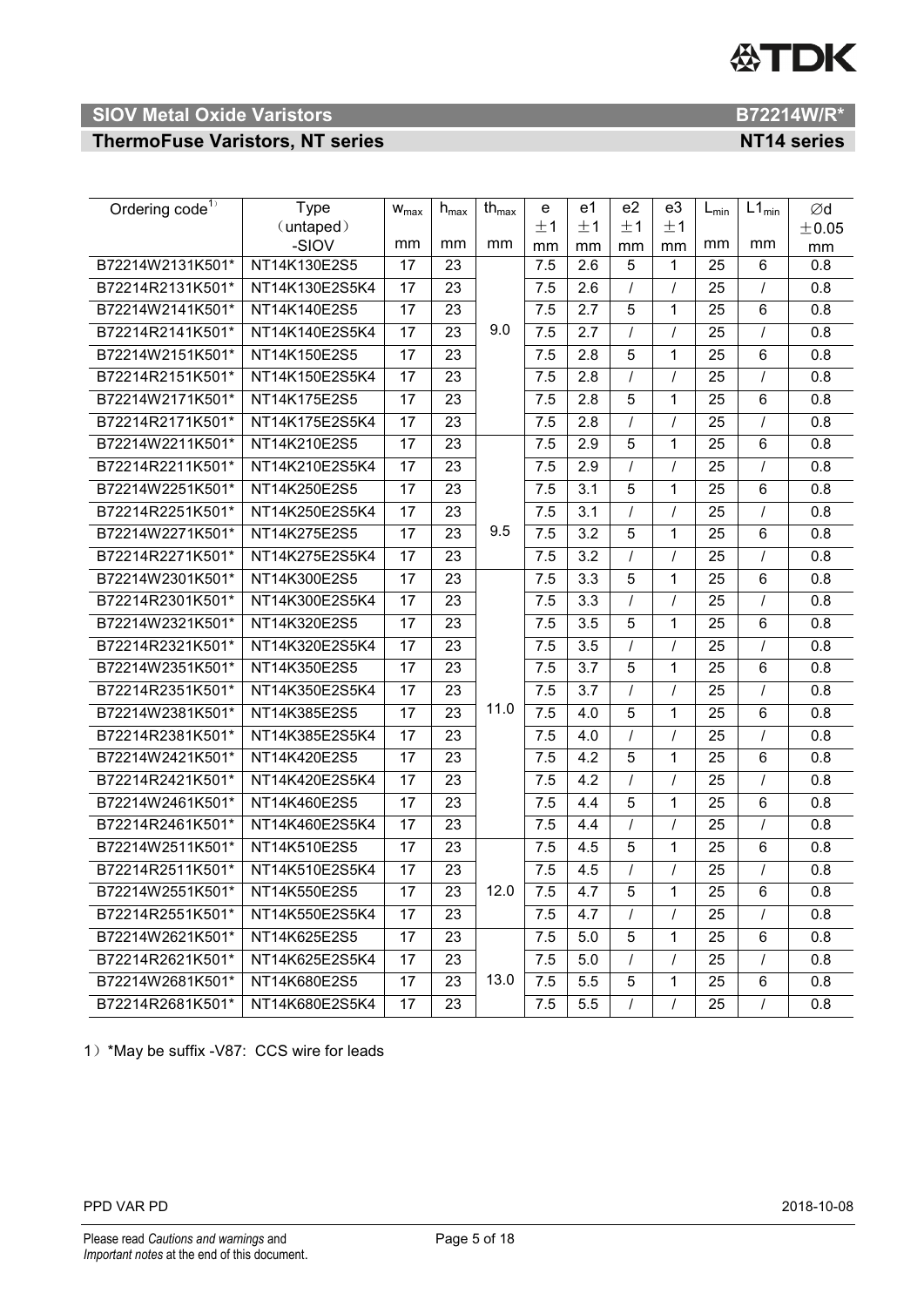## SIOV Metal Oxide Varistors — B72214W/R*

## ThermoFuse Varistors, NT series — NT14 series

| Ordering code[1] | Type (untaped) -SIOV | $w_{max}$ mm | $h_{max}$ mm | $th_{max}$ mm | e ±1 mm | e1 ±1 mm | e2 ±1 mm | e3 ±1 mm | $L_{min}$ mm | $L1_{min}$ mm | ∅d ±0.05 mm |
|---|---|---|---|---|---|---|---|---|---|---|---|
| B72214W2131K501* | NT14K130E2S5 | 17 | 23 | 9.0 | 7.5 | 2.6 | 5 | 1 | 25 | 6 | 0.8 |
| B72214R2131K501* | NT14K130E2S5K4 | 17 | 23 | | 7.5 | 2.6 | / | / | 25 | / | 0.8 |
| B72214W2141K501* | NT14K140E2S5 | 17 | 23 | | 7.5 | 2.7 | 5 | 1 | 25 | 6 | 0.8 |
| B72214R2141K501* | NT14K140E2S5K4 | 17 | 23 | | 7.5 | 2.7 | / | / | 25 | / | 0.8 |
| B72214W2151K501* | NT14K150E2S5 | 17 | 23 | | 7.5 | 2.8 | 5 | 1 | 25 | 6 | 0.8 |
| B72214R2151K501* | NT14K150E2S5K4 | 17 | 23 | | 7.5 | 2.8 | / | / | 25 | / | 0.8 |
| B72214W2171K501* | NT14K175E2S5 | 17 | 23 | | 7.5 | 2.8 | 5 | 1 | 25 | 6 | 0.8 |
| B72214R2171K501* | NT14K175E2S5K4 | 17 | 23 | | 7.5 | 2.8 | / | / | 25 | / | 0.8 |
| B72214W2211K501* | NT14K210E2S5 | 17 | 23 | 9.5 | 7.5 | 2.9 | 5 | 1 | 25 | 6 | 0.8 |
| B72214R2211K501* | NT14K210E2S5K4 | 17 | 23 | | 7.5 | 2.9 | / | / | 25 | / | 0.8 |
| B72214W2251K501* | NT14K250E2S5 | 17 | 23 | | 7.5 | 3.1 | 5 | 1 | 25 | 6 | 0.8 |
| B72214R2251K501* | NT14K250E2S5K4 | 17 | 23 | | 7.5 | 3.1 | / | / | 25 | / | 0.8 |
| B72214W2271K501* | NT14K275E2S5 | 17 | 23 | | 7.5 | 3.2 | 5 | 1 | 25 | 6 | 0.8 |
| B72214R2271K501* | NT14K275E2S5K4 | 17 | 23 | | 7.5 | 3.2 | / | / | 25 | / | 0.8 |
| B72214W2301K501* | NT14K300E2S5 | 17 | 23 | 11.0 | 7.5 | 3.3 | 5 | 1 | 25 | 6 | 0.8 |
| B72214R2301K501* | NT14K300E2S5K4 | 17 | 23 | | 7.5 | 3.3 | / | / | 25 | / | 0.8 |
| B72214W2321K501* | NT14K320E2S5 | 17 | 23 | | 7.5 | 3.5 | 5 | 1 | 25 | 6 | 0.8 |
| B72214R2321K501* | NT14K320E2S5K4 | 17 | 23 | | 7.5 | 3.5 | / | / | 25 | / | 0.8 |
| B72214W2351K501* | NT14K350E2S5 | 17 | 23 | | 7.5 | 3.7 | 5 | 1 | 25 | 6 | 0.8 |
| B72214R2351K501* | NT14K350E2S5K4 | 17 | 23 | | 7.5 | 3.7 | / | / | 25 | / | 0.8 |
| B72214W2381K501* | NT14K385E2S5 | 17 | 23 | | 7.5 | 4.0 | 5 | 1 | 25 | 6 | 0.8 |
| B72214R2381K501* | NT14K385E2S5K4 | 17 | 23 | | 7.5 | 4.0 | / | / | 25 | / | 0.8 |
| B72214W2421K501* | NT14K420E2S5 | 17 | 23 | | 7.5 | 4.2 | 5 | 1 | 25 | 6 | 0.8 |
| B72214R2421K501* | NT14K420E2S5K4 | 17 | 23 | | 7.5 | 4.2 | / | / | 25 | / | 0.8 |
| B72214W2461K501* | NT14K460E2S5 | 17 | 23 | | 7.5 | 4.4 | 5 | 1 | 25 | 6 | 0.8 |
| B72214R2461K501* | NT14K460E2S5K4 | 17 | 23 | | 7.5 | 4.4 | / | / | 25 | / | 0.8 |
| B72214W2511K501* | NT14K510E2S5 | 17 | 23 | 12.0 | 7.5 | 4.5 | 5 | 1 | 25 | 6 | 0.8 |
| B72214R2511K501* | NT14K510E2S5K4 | 17 | 23 | | 7.5 | 4.5 | / | / | 25 | / | 0.8 |
| B72214W2551K501* | NT14K550E2S5 | 17 | 23 | | 7.5 | 4.7 | 5 | 1 | 25 | 6 | 0.8 |
| B72214R2551K501* | NT14K550E2S5K4 | 17 | 23 | | 7.5 | 4.7 | / | / | 25 | / | 0.8 |
| B72214W2621K501* | NT14K625E2S5 | 17 | 23 | 13.0 | 7.5 | 5.0 | 5 | 1 | 25 | 6 | 0.8 |
| B72214R2621K501* | NT14K625E2S5K4 | 17 | 23 | | 7.5 | 5.0 | / | / | 25 | / | 0.8 |
| B72214W2681K501* | NT14K680E2S5 | 17 | 23 | | 7.5 | 5.5 | 5 | 1 | 25 | 6 | 0.8 |
| B72214R2681K501* | NT14K680E2S5K4 | 17 | 23 | | 7.5 | 5.5 | / | / | 25 | / | 0.8 |

1）*May be suffix -V87: CCS wire for leads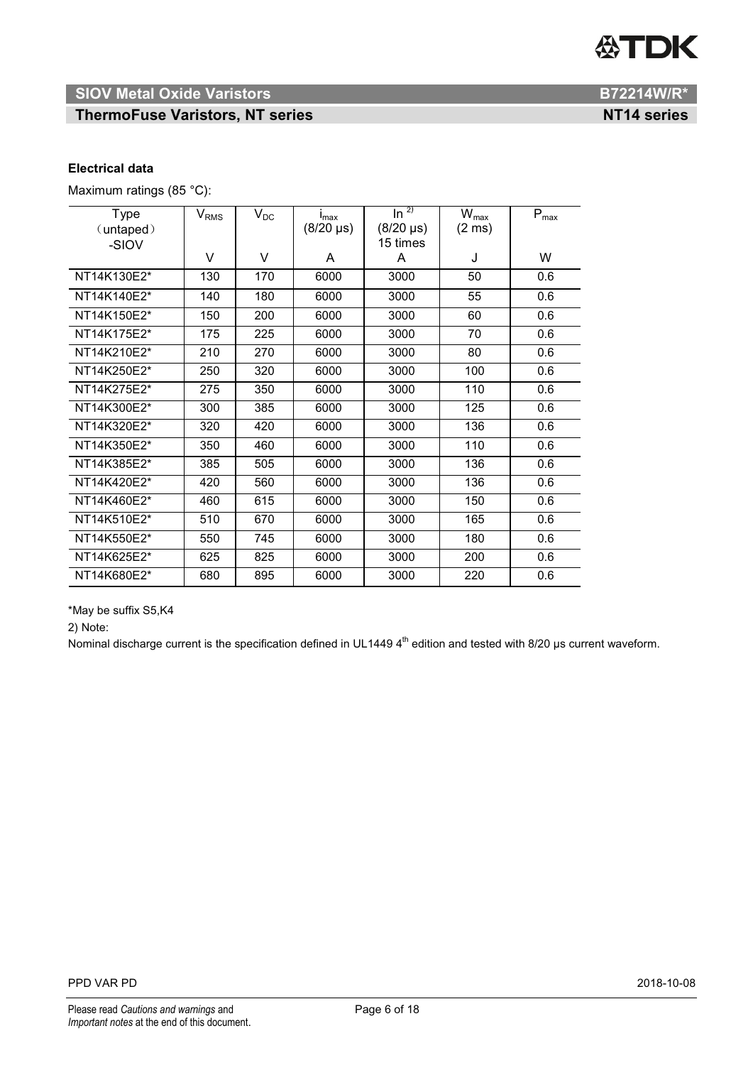**Electrical data**

Maximum ratings (85 °C):

| Type (untaped) -SIOV | $V_{RMS}$ | $V_{DC}$ | $i_{max}$ (8/20 µs) | In [2)] (8/20 µs) 15 times | $W_{max}$ (2 ms) | $P_{max}$ |
|---|---|---|---|---|---|---|
| | V | V | A | A | J | W |
| NT14K130E2* | 130 | 170 | 6000 | 3000 | 50 | 0.6 |
| NT14K140E2* | 140 | 180 | 6000 | 3000 | 55 | 0.6 |
| NT14K150E2* | 150 | 200 | 6000 | 3000 | 60 | 0.6 |
| NT14K175E2* | 175 | 225 | 6000 | 3000 | 70 | 0.6 |
| NT14K210E2* | 210 | 270 | 6000 | 3000 | 80 | 0.6 |
| NT14K250E2* | 250 | 320 | 6000 | 3000 | 100 | 0.6 |
| NT14K275E2* | 275 | 350 | 6000 | 3000 | 110 | 0.6 |
| NT14K300E2* | 300 | 385 | 6000 | 3000 | 125 | 0.6 |
| NT14K320E2* | 320 | 420 | 6000 | 3000 | 136 | 0.6 |
| NT14K350E2* | 350 | 460 | 6000 | 3000 | 110 | 0.6 |
| NT14K385E2* | 385 | 505 | 6000 | 3000 | 136 | 0.6 |
| NT14K420E2* | 420 | 560 | 6000 | 3000 | 136 | 0.6 |
| NT14K460E2* | 460 | 615 | 6000 | 3000 | 150 | 0.6 |
| NT14K510E2* | 510 | 670 | 6000 | 3000 | 165 | 0.6 |
| NT14K550E2* | 550 | 745 | 6000 | 3000 | 180 | 0.6 |
| NT14K625E2* | 625 | 825 | 6000 | 3000 | 200 | 0.6 |
| NT14K680E2* | 680 | 895 | 6000 | 3000 | 220 | 0.6 |

*May be suffix S5,K4

2) Note:

Nominal discharge current is the specification defined in UL1449 4th edition and tested with 8/20 µs current waveform.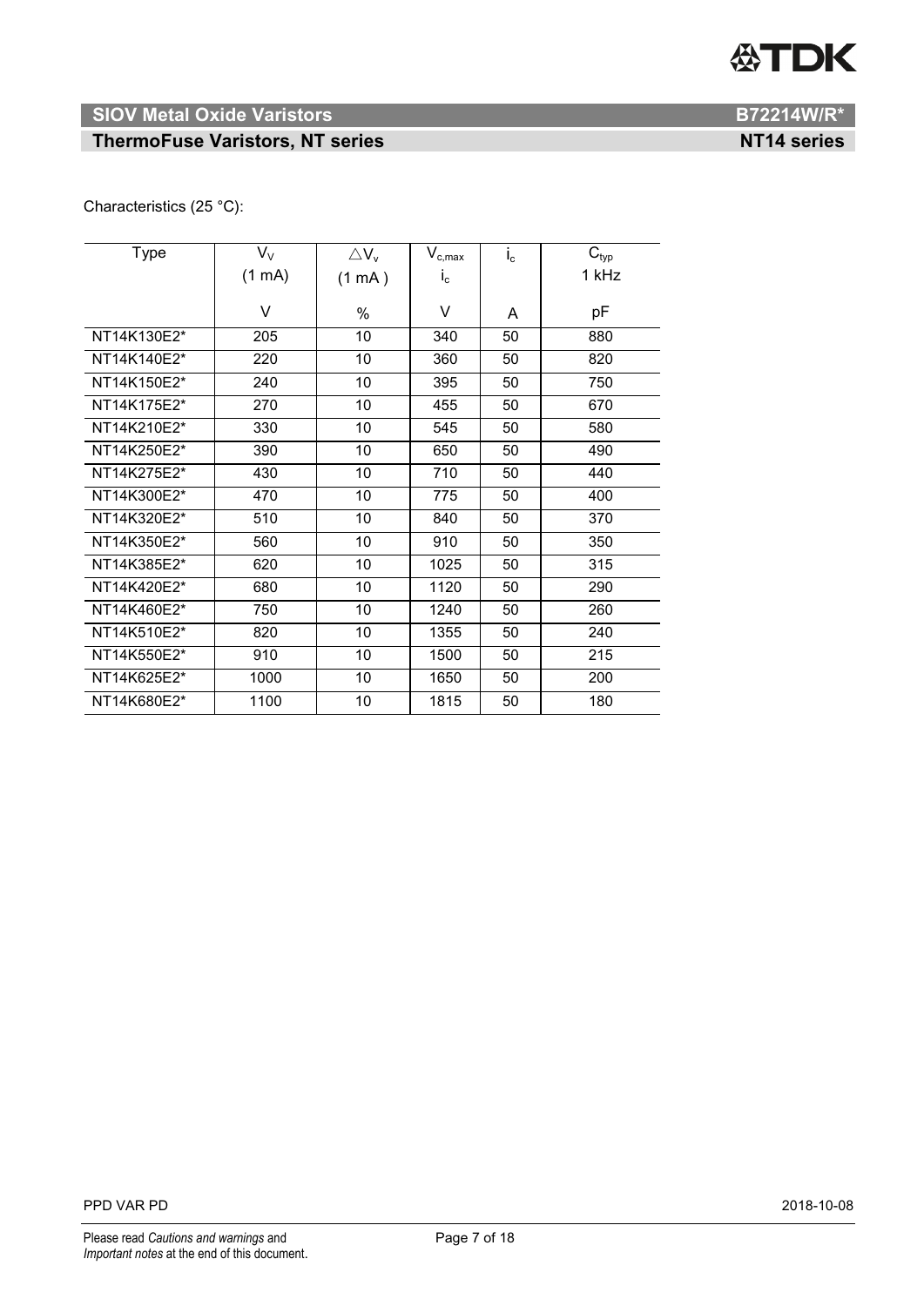Characteristics (25 °C):

| Type | $V_V$ (1 mA) | $\triangle V_v$ (1 mA ) | $V_{c,max}$ $i_c$ | $i_c$ | $C_{typ}$ 1 kHz |
|---|---|---|---|---|---|
| | V | % | V | A | pF |
| NT14K130E2* | 205 | 10 | 340 | 50 | 880 |
| NT14K140E2* | 220 | 10 | 360 | 50 | 820 |
| NT14K150E2* | 240 | 10 | 395 | 50 | 750 |
| NT14K175E2* | 270 | 10 | 455 | 50 | 670 |
| NT14K210E2* | 330 | 10 | 545 | 50 | 580 |
| NT14K250E2* | 390 | 10 | 650 | 50 | 490 |
| NT14K275E2* | 430 | 10 | 710 | 50 | 440 |
| NT14K300E2* | 470 | 10 | 775 | 50 | 400 |
| NT14K320E2* | 510 | 10 | 840 | 50 | 370 |
| NT14K350E2* | 560 | 10 | 910 | 50 | 350 |
| NT14K385E2* | 620 | 10 | 1025 | 50 | 315 |
| NT14K420E2* | 680 | 10 | 1120 | 50 | 290 |
| NT14K460E2* | 750 | 10 | 1240 | 50 | 260 |
| NT14K510E2* | 820 | 10 | 1355 | 50 | 240 |
| NT14K550E2* | 910 | 10 | 1500 | 50 | 215 |
| NT14K625E2* | 1000 | 10 | 1650 | 50 | 200 |
| NT14K680E2* | 1100 | 10 | 1815 | 50 | 180 |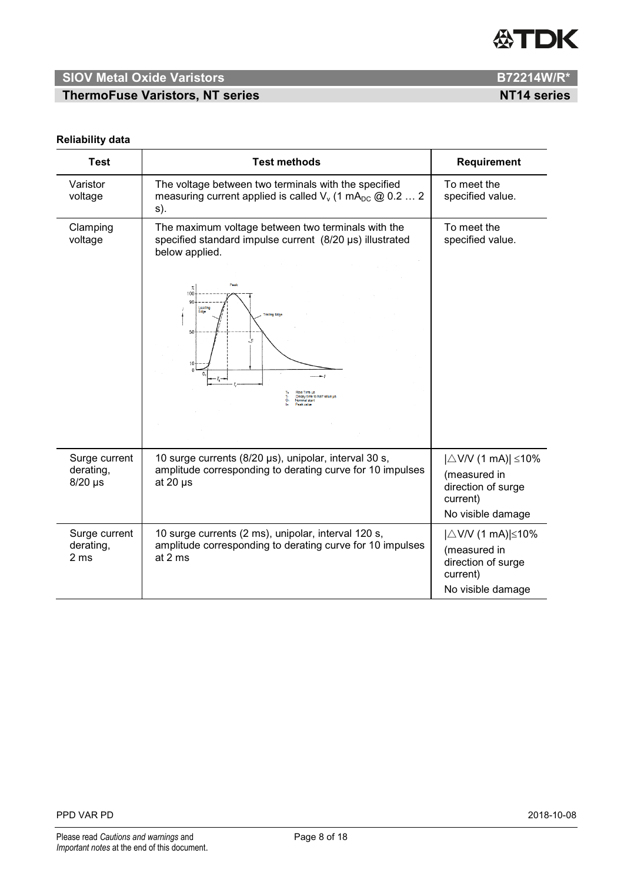**Reliability data**

| Test | Test methods | Requirement |
|---|---|---|
| Varistor voltage | The voltage between two terminals with the specified measuring current applied is called $V_v$ (1 $mA_{DC}$ @ 0.2 … 2 s). | To meet the specified value. |
| Clamping voltage | The maximum voltage between two terminals with the specified standard impulse current (8/20 µs) illustrated below applied. | To meet the specified value. |
| Surge current derating, 8/20 µs | 10 surge currents (8/20 µs), unipolar, interval 30 s, amplitude corresponding to derating curve for 10 impulses at 20 µs | $\lvert\triangle V/V$ (1 mA)$\rvert \leq 10\%$ (measured in direction of surge current) No visible damage |
| Surge current derating, 2 ms | 10 surge currents (2 ms), unipolar, interval 120 s, amplitude corresponding to derating curve for 10 impulses at 2 ms | $\lvert\triangle V/V$ (1 mA)$\rvert \leq 10\%$ (measured in direction of surge current) No visible damage |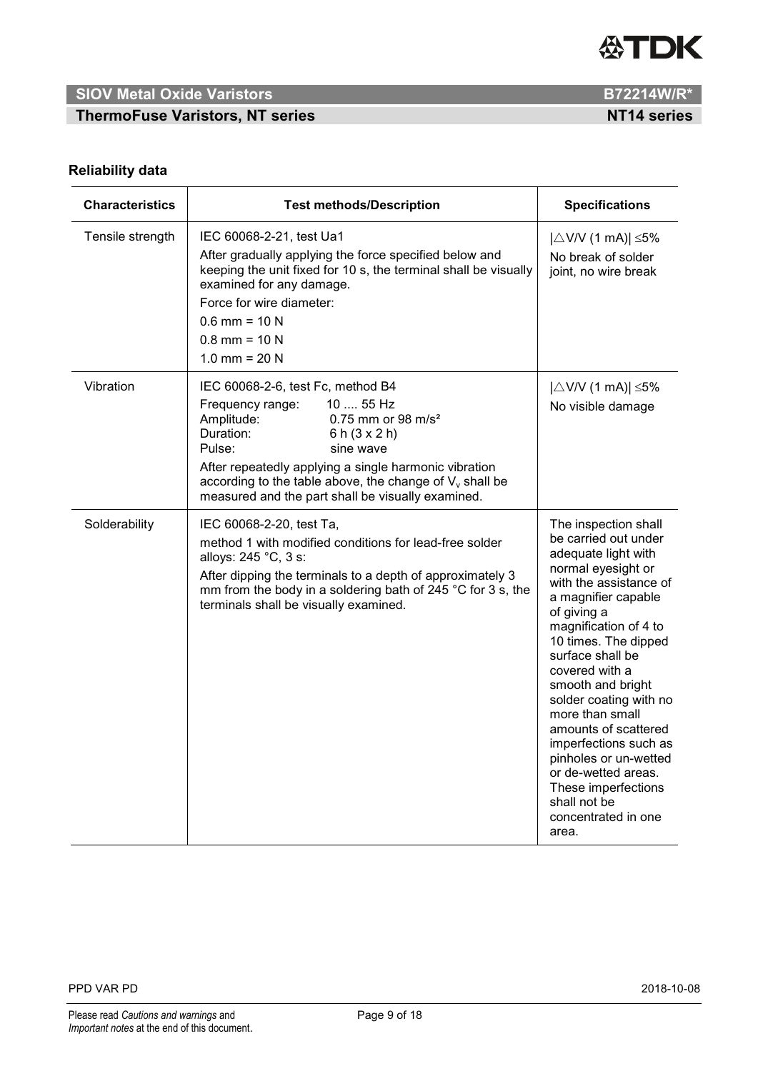**Reliability data**

| Characteristics | Test methods/Description | Specifications |
| --- | --- | --- |
| Tensile strength | IEC 60068-2-21, test Ua1<br>After gradually applying the force specified below and keeping the unit fixed for 10 s, the terminal shall be visually examined for any damage.<br>Force for wire diameter:<br>0.6 mm = 10 N<br>0.8 mm = 10 N<br>1.0 mm = 20 N | $\lvert \triangle V/V$ (1 mA)$\rvert \leq 5\%$<br>No break of solder joint, no wire break |
| Vibration | IEC 60068-2-6, test Fc, method B4<br>Frequency range: 10 .... 55 Hz<br>Amplitude: 0.75 mm or 98 m/s²<br>Duration: 6 h (3 x 2 h)<br>Pulse: sine wave<br>After repeatedly applying a single harmonic vibration according to the table above, the change of $V_v$ shall be measured and the part shall be visually examined. | $\lvert \triangle V/V$ (1 mA)$\rvert \leq 5\%$<br>No visible damage |
| Solderability | IEC 60068-2-20, test Ta,<br>method 1 with modified conditions for lead-free solder alloys: 245 °C, 3 s:<br>After dipping the terminals to a depth of approximately 3 mm from the body in a soldering bath of 245 °C for 3 s, the terminals shall be visually examined. | The inspection shall be carried out under adequate light with normal eyesight or with the assistance of a magnifier capable of giving a magnification of 4 to 10 times. The dipped surface shall be covered with a smooth and bright solder coating with no more than small amounts of scattered imperfections such as pinholes or un-wetted or de-wetted areas. These imperfections shall not be concentrated in one area. |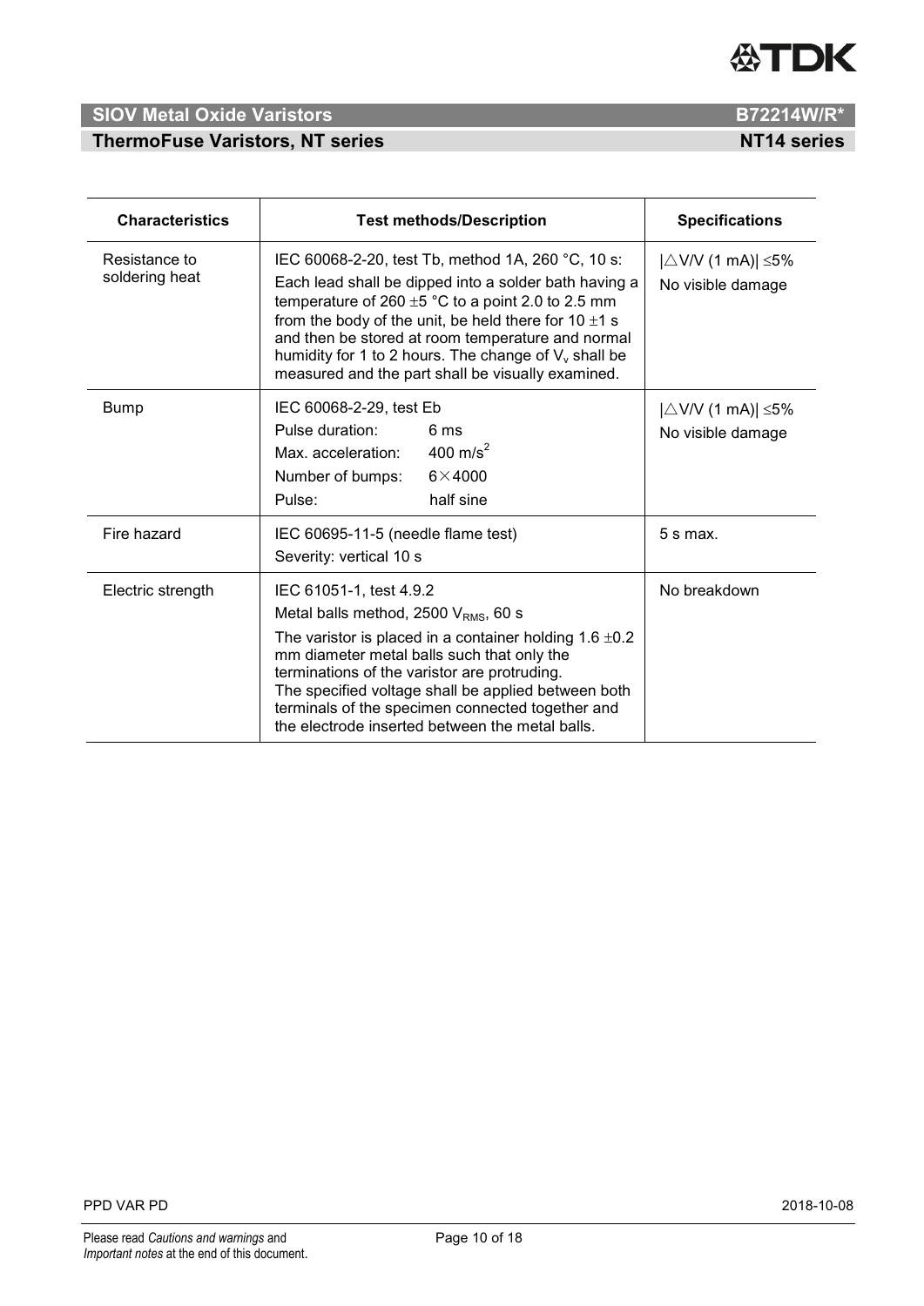| Characteristics | Test methods/Description | Specifications |
|---|---|---|
| Resistance to soldering heat | IEC 60068-2-20, test Tb, method 1A, 260 °C, 10 s:<br>Each lead shall be dipped into a solder bath having a temperature of 260 ±5 °C to a point 2.0 to 2.5 mm from the body of the unit, be held there for 10 ±1 s and then be stored at room temperature and normal humidity for 1 to 2 hours. The change of $V_v$ shall be measured and the part shall be visually examined. | $\lvert\triangle V/V\ (1\ mA)\rvert \leq 5\%$<br>No visible damage |
| Bump | IEC 60068-2-29, test Eb<br>Pulse duration: 6 ms<br>Max. acceleration: 400 $m/s^2$<br>Number of bumps: 6×4000<br>Pulse: half sine | $\lvert\triangle V/V\ (1\ mA)\rvert \leq 5\%$<br>No visible damage |
| Fire hazard | IEC 60695-11-5 (needle flame test)<br>Severity: vertical 10 s | 5 s max. |
| Electric strength | IEC 61051-1, test 4.9.2<br>Metal balls method, 2500 $V_{RMS}$, 60 s<br>The varistor is placed in a container holding 1.6 ±0.2 mm diameter metal balls such that only the terminations of the varistor are protruding.<br>The specified voltage shall be applied between both terminals of the specimen connected together and the electrode inserted between the metal balls. | No breakdown |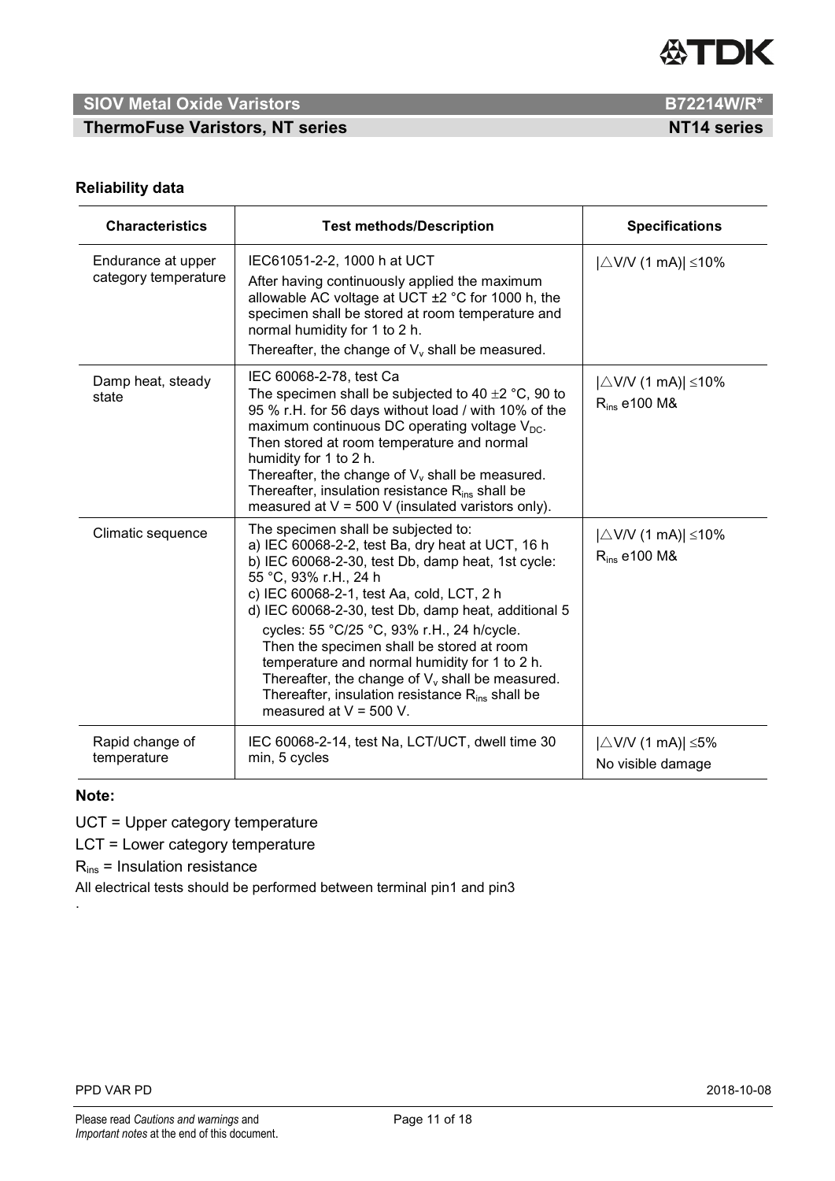## Reliability data

| Characteristics | Test methods/Description | Specifications |
|---|---|---|
| Endurance at upper category temperature | IEC61051-2-2, 1000 h at UCT<br>After having continuously applied the maximum allowable AC voltage at UCT ±2 °C for 1000 h, the specimen shall be stored at room temperature and normal humidity for 1 to 2 h.<br>Thereafter, the change of $V_v$ shall be measured. | $\vert\triangle V/V$ (1 mA)$\vert \leq 10\%$ |
| Damp heat, steady state | IEC 60068-2-78, test Ca<br>The specimen shall be subjected to 40 ±2 °C, 90 to 95 % r.H. for 56 days without load / with 10% of the maximum continuous DC operating voltage $V_{DC}$.<br>Then stored at room temperature and normal humidity for 1 to 2 h.<br>Thereafter, the change of $V_v$ shall be measured.<br>Thereafter, insulation resistance $R_{ins}$ shall be measured at V = 500 V (insulated varistors only). | $\vert\triangle V/V$ (1 mA)$\vert \leq 10\%$<br>$R_{ins}$ e100 M& |
| Climatic sequence | The specimen shall be subjected to:<br>a) IEC 60068-2-2, test Ba, dry heat at UCT, 16 h<br>b) IEC 60068-2-30, test Db, damp heat, 1st cycle: 55 °C, 93% r.H., 24 h<br>c) IEC 60068-2-1, test Aa, cold, LCT, 2 h<br>d) IEC 60068-2-30, test Db, damp heat, additional 5 cycles: 55 °C/25 °C, 93% r.H., 24 h/cycle.<br>Then the specimen shall be stored at room temperature and normal humidity for 1 to 2 h.<br>Thereafter, the change of $V_v$ shall be measured.<br>Thereafter, insulation resistance $R_{ins}$ shall be measured at V = 500 V. | $\vert\triangle V/V$ (1 mA)$\vert \leq 10\%$<br>$R_{ins}$ e100 M& |
| Rapid change of temperature | IEC 60068-2-14, test Na, LCT/UCT, dwell time 30 min, 5 cycles | $\vert\triangle V/V$ (1 mA)$\vert \leq 5\%$<br>No visible damage |

**Note:**

UCT = Upper category temperature

LCT = Lower category temperature

$R_{ins}$ = Insulation resistance

All electrical tests should be performed between terminal pin1 and pin3

.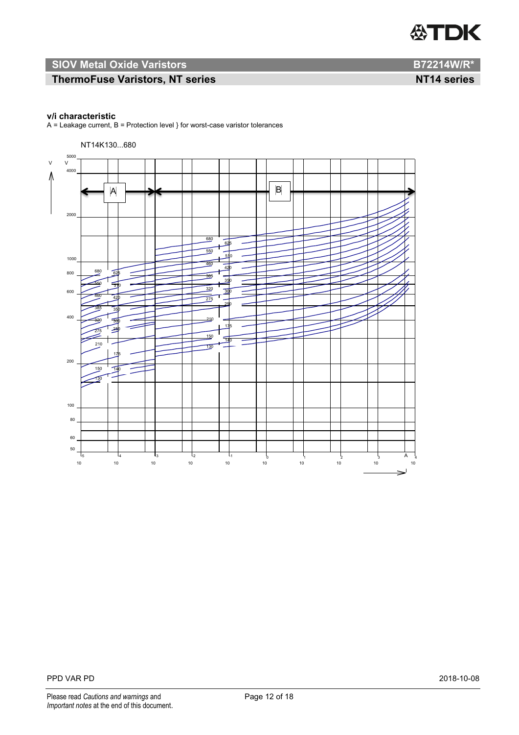**v/i characteristic**

A = Leakage current, B = Protection level } for worst-case varistor tolerances

NT14K130...680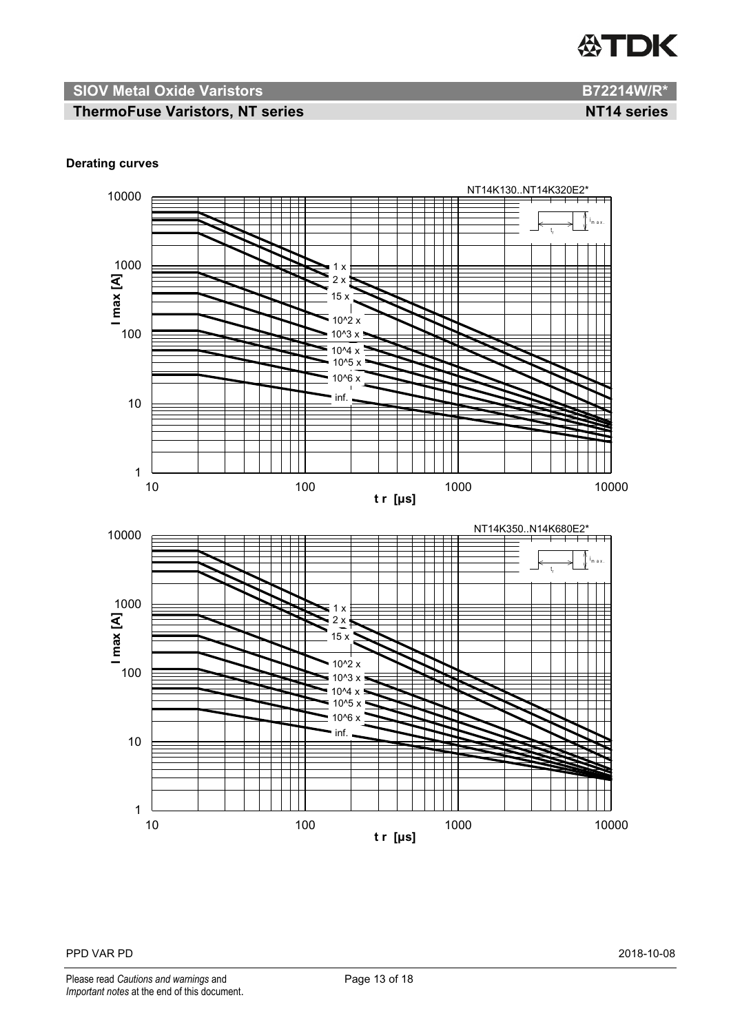# SIOV Metal Oxide Varistors B72214W/R*

## ThermoFuse Varistors, NT series NT14 series

**Derating curves**

NT14K130..NT14K320E2*

I max [A]

t r [µs]

1 x, 2 x, 15 x, 10^2 x, 10^3 x, 10^4 x, 10^5 x, 10^6 x, inf.

NT14K350..N14K680E2*

I max [A]

t r [µs]

1 x, 2 x, 15 x, 10^2 x, 10^3 x, 10^4 x, 10^5 x, 10^6 x, inf.

PPD VAR PD 2018-10-08

Please read *Cautions and warnings* and *Important notes* at the end of this document.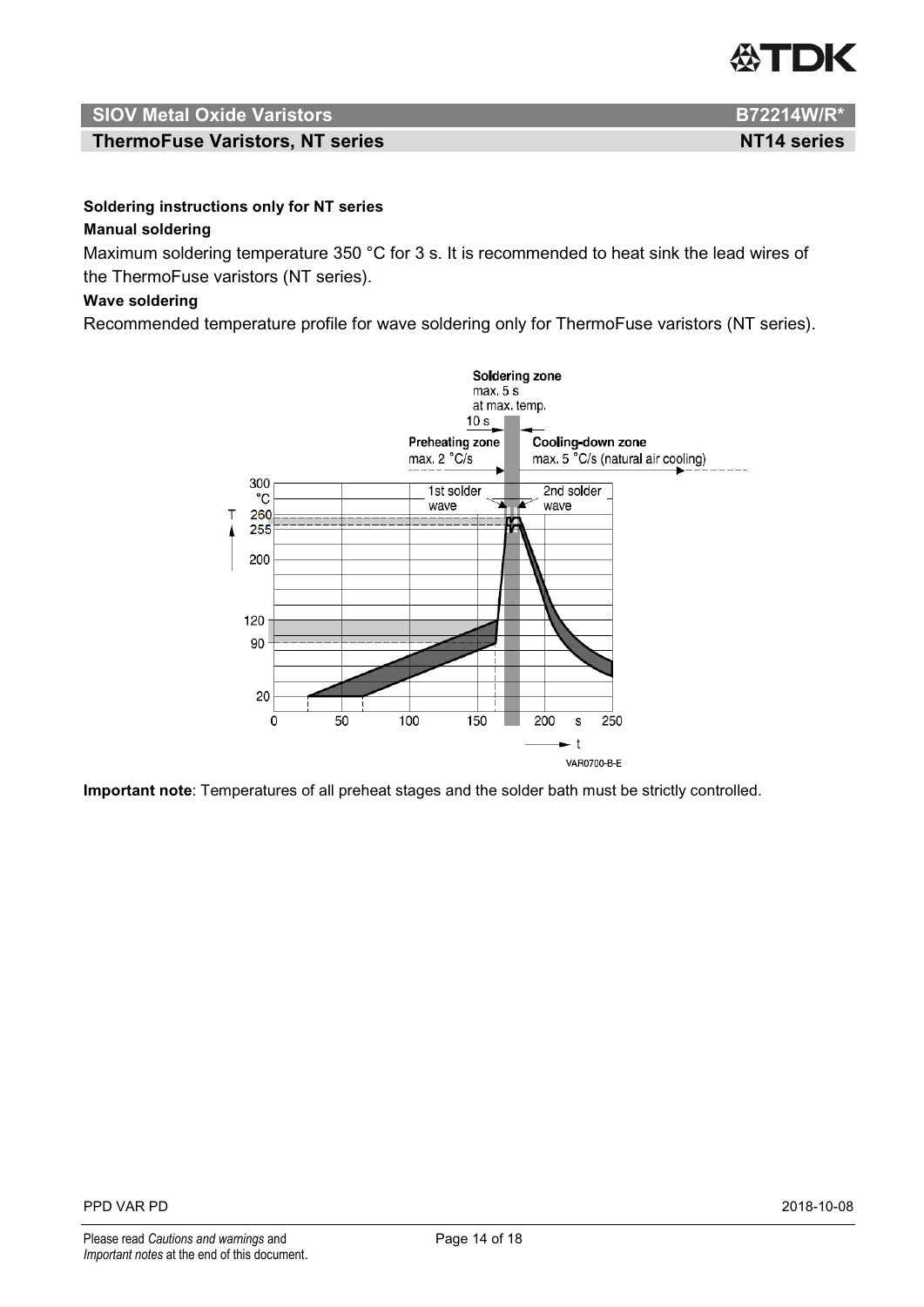**Soldering instructions only for NT series**

**Manual soldering**

Maximum soldering temperature 350 °C for 3 s. It is recommended to heat sink the lead wires of the ThermoFuse varistors (NT series).

**Wave soldering**

Recommended temperature profile for wave soldering only for ThermoFuse varistors (NT series).

**Important note**: Temperatures of all preheat stages and the solder bath must be strictly controlled.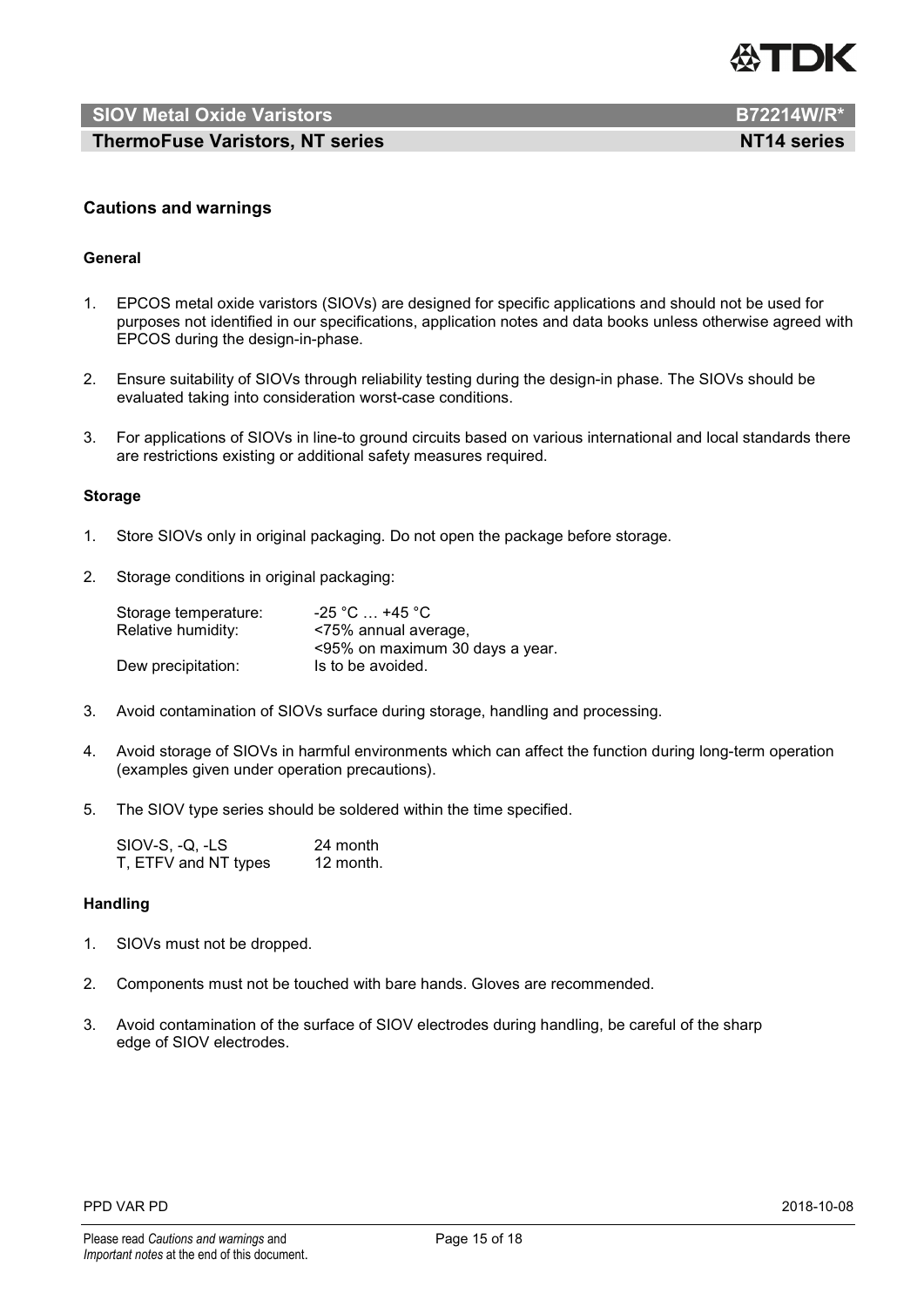## Cautions and warnings

### General

1. EPCOS metal oxide varistors (SIOVs) are designed for specific applications and should not be used for purposes not identified in our specifications, application notes and data books unless otherwise agreed with EPCOS during the design-in-phase.

2. Ensure suitability of SIOVs through reliability testing during the design-in phase. The SIOVs should be evaluated taking into consideration worst-case conditions.

3. For applications of SIOVs in line-to ground circuits based on various international and local standards there are restrictions existing or additional safety measures required.

### Storage

1. Store SIOVs only in original packaging. Do not open the package before storage.

2. Storage conditions in original packaging:

| | |
|---|---|
| Storage temperature: | -25 °C … +45 °C |
| Relative humidity: | <75% annual average,<br><95% on maximum 30 days a year. |
| Dew precipitation: | Is to be avoided. |

3. Avoid contamination of SIOVs surface during storage, handling and processing.

4. Avoid storage of SIOVs in harmful environments which can affect the function during long-term operation (examples given under operation precautions).

5. The SIOV type series should be soldered within the time specified.

| | |
|---|---|
| SIOV-S, -Q, -LS | 24 month |
| T, ETFV and NT types | 12 month. |

### Handling

1. SIOVs must not be dropped.

2. Components must not be touched with bare hands. Gloves are recommended.

3. Avoid contamination of the surface of SIOV electrodes during handling, be careful of the sharp edge of SIOV electrodes.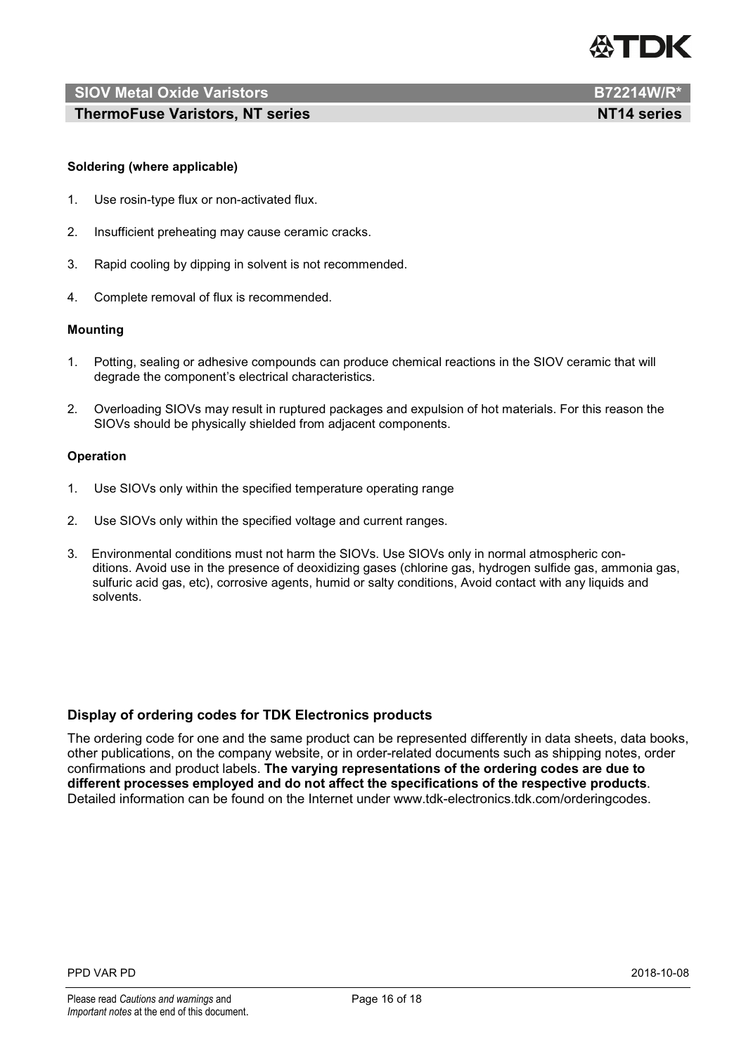**Soldering (where applicable)**

1. Use rosin-type flux or non-activated flux.

2. Insufficient preheating may cause ceramic cracks.

3. Rapid cooling by dipping in solvent is not recommended.

4. Complete removal of flux is recommended.

**Mounting**

1. Potting, sealing or adhesive compounds can produce chemical reactions in the SIOV ceramic that will degrade the component's electrical characteristics.

2. Overloading SIOVs may result in ruptured packages and expulsion of hot materials. For this reason the SIOVs should be physically shielded from adjacent components.

**Operation**

1. Use SIOVs only within the specified temperature operating range

2. Use SIOVs only within the specified voltage and current ranges.

3. Environmental conditions must not harm the SIOVs. Use SIOVs only in normal atmospheric conditions. Avoid use in the presence of deoxidizing gases (chlorine gas, hydrogen sulfide gas, ammonia gas, sulfuric acid gas, etc), corrosive agents, humid or salty conditions, Avoid contact with any liquids and solvents.

### Display of ordering codes for TDK Electronics products

The ordering code for one and the same product can be represented differently in data sheets, data books, other publications, on the company website, or in order-related documents such as shipping notes, order confirmations and product labels. **The varying representations of the ordering codes are due to different processes employed and do not affect the specifications of the respective products**. Detailed information can be found on the Internet under www.tdk-electronics.tdk.com/orderingcodes.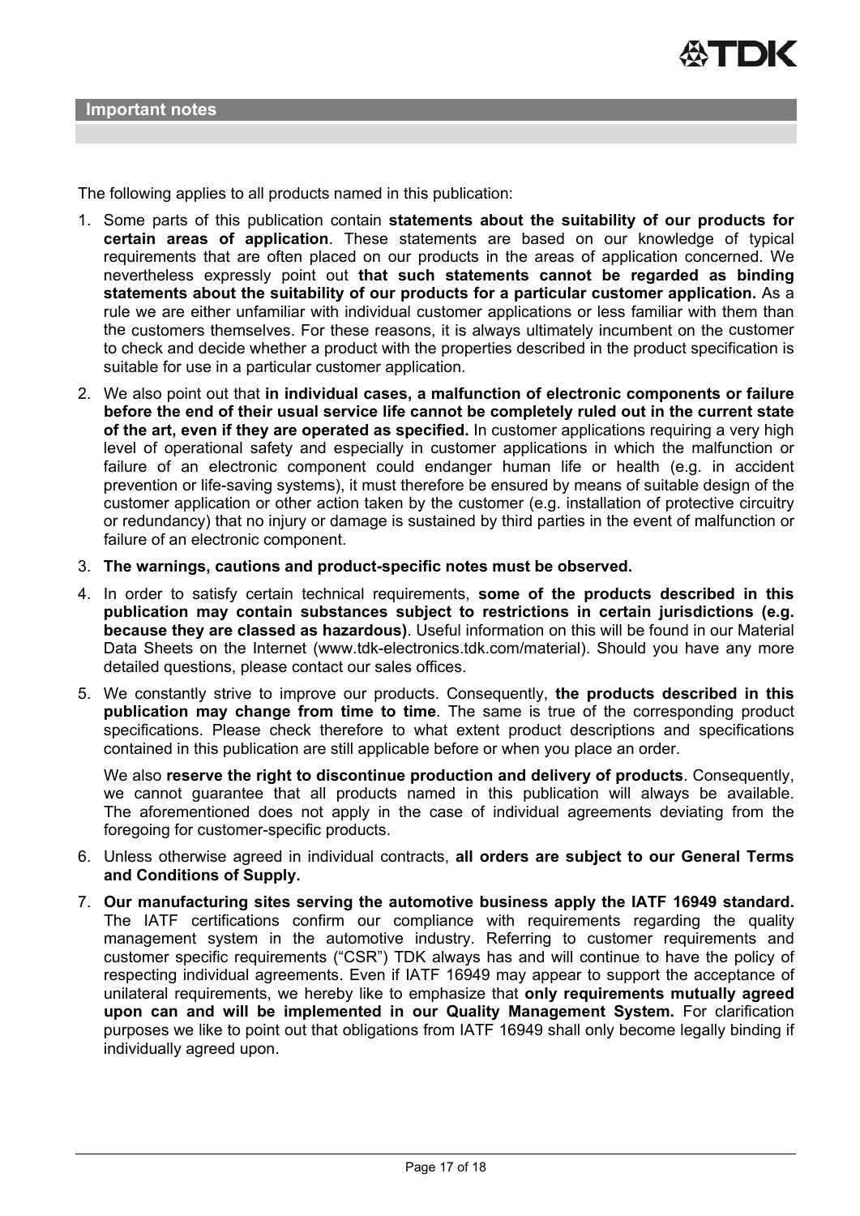## Important notes

The following applies to all products named in this publication:

1. Some parts of this publication contain **statements about the suitability of our products for certain areas of application**. These statements are based on our knowledge of typical requirements that are often placed on our products in the areas of application concerned. We nevertheless expressly point out **that such statements cannot be regarded as binding statements about the suitability of our products for a particular customer application.** As a rule we are either unfamiliar with individual customer applications or less familiar with them than the customers themselves. For these reasons, it is always ultimately incumbent on the customer to check and decide whether a product with the properties described in the product specification is suitable for use in a particular customer application.
2. We also point out that **in individual cases, a malfunction of electronic components or failure before the end of their usual service life cannot be completely ruled out in the current state of the art, even if they are operated as specified.** In customer applications requiring a very high level of operational safety and especially in customer applications in which the malfunction or failure of an electronic component could endanger human life or health (e.g. in accident prevention or life-saving systems), it must therefore be ensured by means of suitable design of the customer application or other action taken by the customer (e.g. installation of protective circuitry or redundancy) that no injury or damage is sustained by third parties in the event of malfunction or failure of an electronic component.
3. **The warnings, cautions and product-specific notes must be observed.**
4. In order to satisfy certain technical requirements, **some of the products described in this publication may contain substances subject to restrictions in certain jurisdictions (e.g. because they are classed as hazardous)**. Useful information on this will be found in our Material Data Sheets on the Internet (www.tdk-electronics.tdk.com/material). Should you have any more detailed questions, please contact our sales offices.
5. We constantly strive to improve our products. Consequently, **the products described in this publication may change from time to time**. The same is true of the corresponding product specifications. Please check therefore to what extent product descriptions and specifications contained in this publication are still applicable before or when you place an order.

   We also **reserve the right to discontinue production and delivery of products**. Consequently, we cannot guarantee that all products named in this publication will always be available. The aforementioned does not apply in the case of individual agreements deviating from the foregoing for customer-specific products.
6. Unless otherwise agreed in individual contracts, **all orders are subject to our General Terms and Conditions of Supply.**
7. **Our manufacturing sites serving the automotive business apply the IATF 16949 standard.** The IATF certifications confirm our compliance with requirements regarding the quality management system in the automotive industry. Referring to customer requirements and customer specific requirements (“CSR”) TDK always has and will continue to have the policy of respecting individual agreements. Even if IATF 16949 may appear to support the acceptance of unilateral requirements, we hereby like to emphasize that **only requirements mutually agreed upon can and will be implemented in our Quality Management System.** For clarification purposes we like to point out that obligations from IATF 16949 shall only become legally binding if individually agreed upon.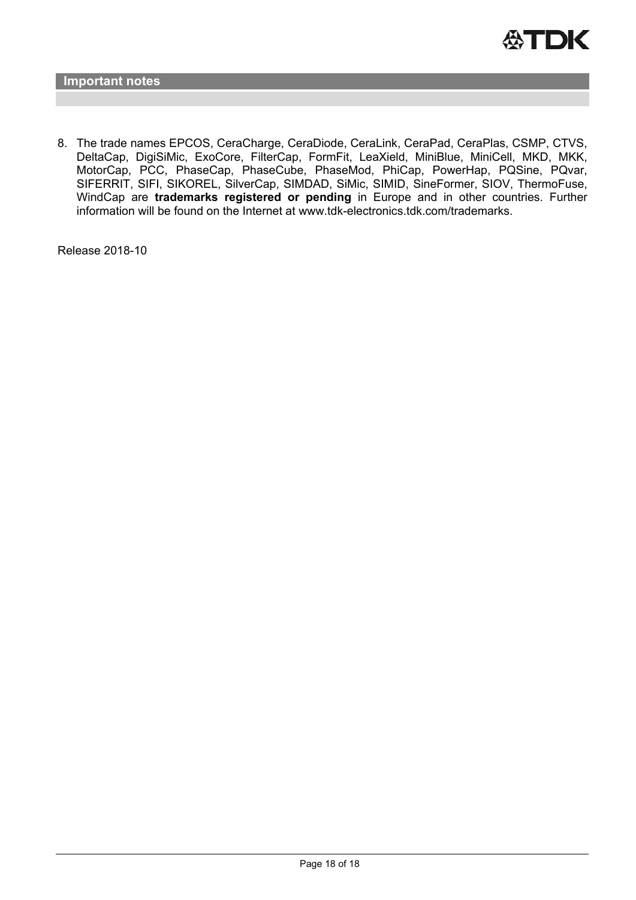## Important notes

8. The trade names EPCOS, CeraCharge, CeraDiode, CeraLink, CeraPad, CeraPlas, CSMP, CTVS, DeltaCap, DigiSiMic, ExoCore, FilterCap, FormFit, LeaXield, MiniBlue, MiniCell, MKD, MKK, MotorCap, PCC, PhaseCap, PhaseCube, PhaseMod, PhiCap, PowerHap, PQSine, PQvar, SIFERRIT, SIFI, SIKOREL, SilverCap, SIMDAD, SiMic, SIMID, SineFormer, SIOV, ThermoFuse, WindCap are **trademarks registered or pending** in Europe and in other countries. Further information will be found on the Internet at www.tdk-electronics.tdk.com/trademarks.

Release 2018-10